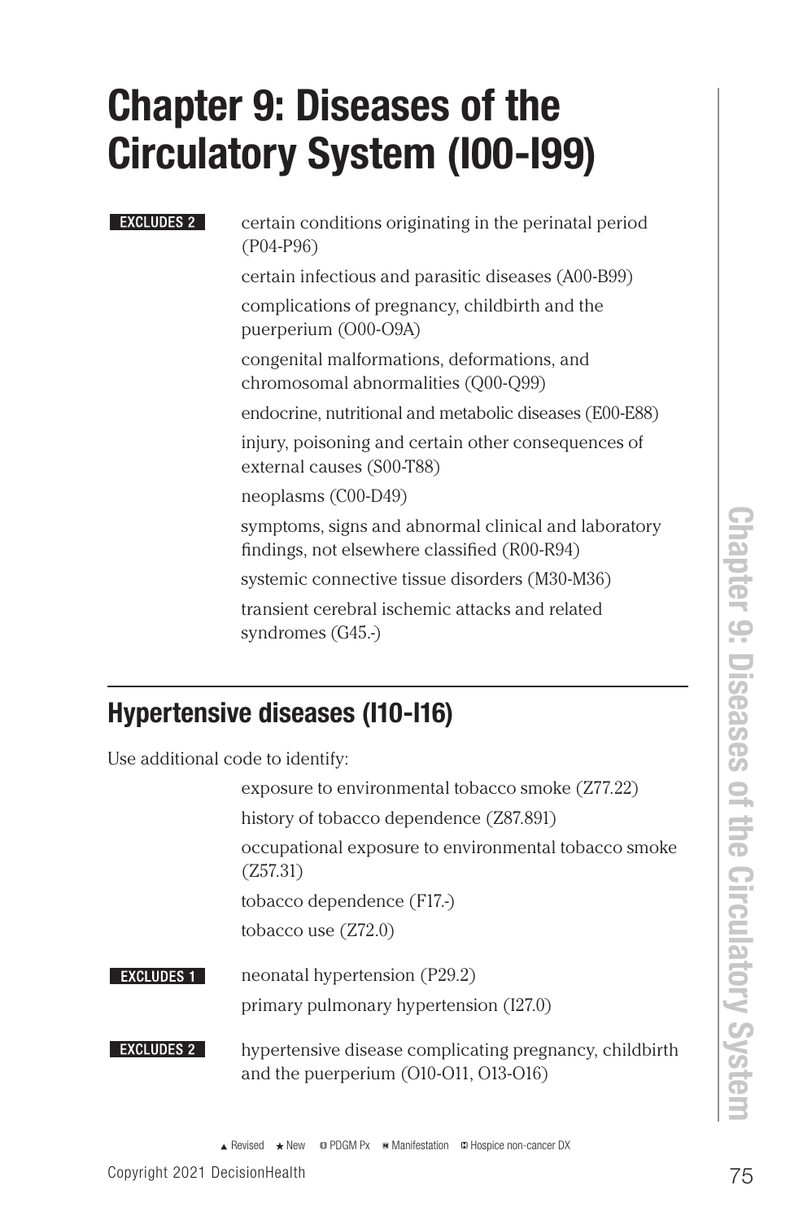# Chapter 9: Diseases of the Circulatory System (I00-I99)

**EXCLUDES 2**

- certain conditions originating in the perinatal period (P04-P96)
- certain infectious and parasitic diseases (A00-B99)
- complications of pregnancy, childbirth and the puerperium (O00-O9A)
- congenital malformations, deformations, and chromosomal abnormalities (Q00-Q99)
- endocrine, nutritional and metabolic diseases (E00-E88)
- injury, poisoning and certain other consequences of external causes (S00-T88)
- neoplasms (C00-D49)
- symptoms, signs and abnormal clinical and laboratory findings, not elsewhere classified (R00-R94)
- systemic connective tissue disorders (M30-M36)
- transient cerebral ischemic attacks and related syndromes (G45.-)

## Hypertensive diseases (I10-I16)

Use additional code to identify:

- exposure to environmental tobacco smoke (Z77.22)
- history of tobacco dependence (Z87.891)
- occupational exposure to environmental tobacco smoke (Z57.31)
- tobacco dependence (F17.-)
- tobacco use (Z72.0)

**EXCLUDES 1**

- neonatal hypertension (P29.2)
- primary pulmonary hypertension (I27.0)

**EXCLUDES 2**

- hypertensive disease complicating pregnancy, childbirth and the puerperium (O10-O11, O13-O16)

▲ Revised ★ New PDGM Px Manifestation Hospice non-cancer DX

Copyright 2021 DecisionHealth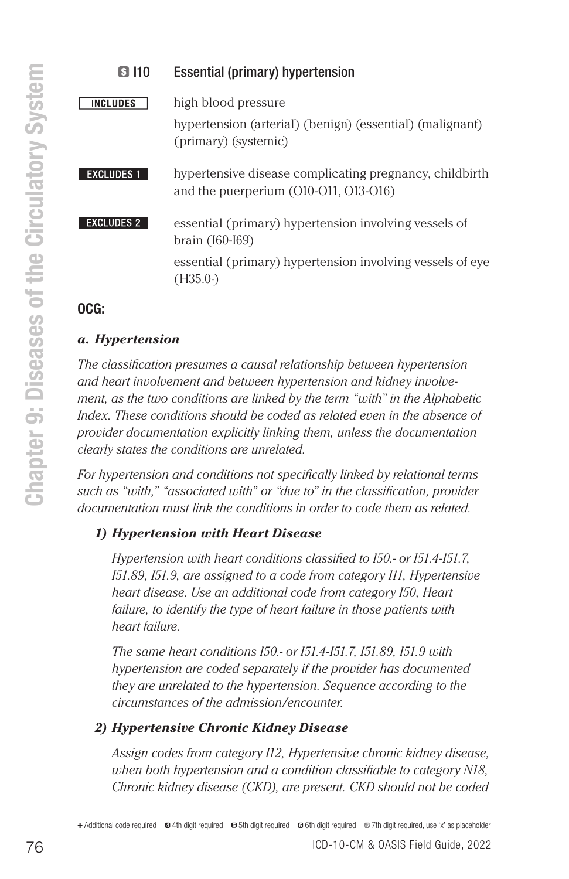## S I10 Essential (primary) hypertension

**INCLUDES**
- high blood pressure
- hypertension (arterial) (benign) (essential) (malignant) (primary) (systemic)

**EXCLUDES 1**
- hypertensive disease complicating pregnancy, childbirth and the puerperium (O10-O11, O13-O16)

**EXCLUDES 2**
- essential (primary) hypertension involving vessels of brain (I60-I69)
- essential (primary) hypertension involving vessels of eye (H35.0-)

**OCG:**

***a. Hypertension***

*The classification presumes a causal relationship between hypertension and heart involvement and between hypertension and kidney involvement, as the two conditions are linked by the term "with" in the Alphabetic Index. These conditions should be coded as related even in the absence of provider documentation explicitly linking them, unless the documentation clearly states the conditions are unrelated.*

*For hypertension and conditions not specifically linked by relational terms such as "with," "associated with" or "due to" in the classification, provider documentation must link the conditions in order to code them as related.*

***1) Hypertension with Heart Disease***

*Hypertension with heart conditions classified to I50.- or I51.4-I51.7, I51.89, I51.9, are assigned to a code from category I11, Hypertensive heart disease. Use an additional code from category I50, Heart failure, to identify the type of heart failure in those patients with heart failure.*

*The same heart conditions I50.- or I51.4-I51.7, I51.89, I51.9 with hypertension are coded separately if the provider has documented they are unrelated to the hypertension. Sequence according to the circumstances of the admission/encounter.*

***2) Hypertensive Chronic Kidney Disease***

*Assign codes from category I12, Hypertensive chronic kidney disease, when both hypertension and a condition classifiable to category N18, Chronic kidney disease (CKD), are present. CKD should not be coded*

+ Additional code required  4 4th digit required  5 5th digit required  6 6th digit required  7 7th digit required, use 'x' as placeholder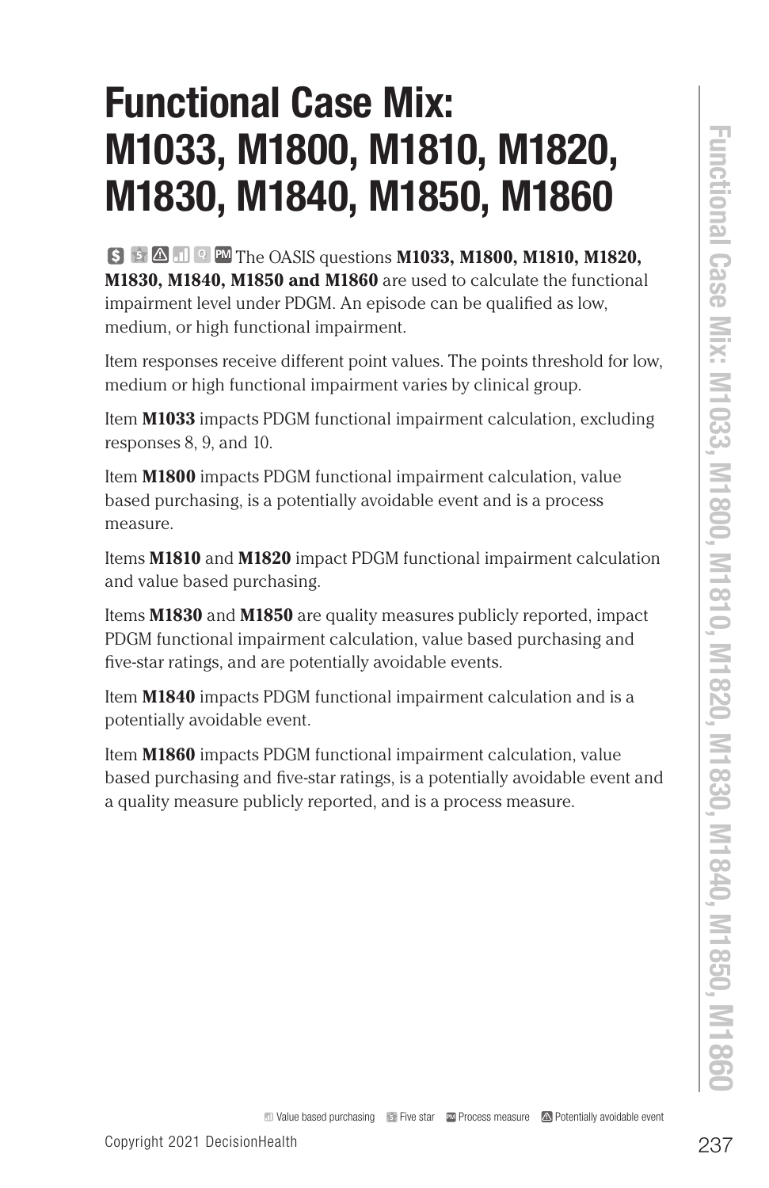# Functional Case Mix: M1033, M1800, M1810, M1820, M1830, M1840, M1850, M1860

The OASIS questions **M1033, M1800, M1810, M1820, M1830, M1840, M1850 and M1860** are used to calculate the functional impairment level under PDGM. An episode can be qualified as low, medium, or high functional impairment.

Item responses receive different point values. The points threshold for low, medium or high functional impairment varies by clinical group.

Item **M1033** impacts PDGM functional impairment calculation, excluding responses 8, 9, and 10.

Item **M1800** impacts PDGM functional impairment calculation, value based purchasing, is a potentially avoidable event and is a process measure.

Items **M1810** and **M1820** impact PDGM functional impairment calculation and value based purchasing.

Items **M1830** and **M1850** are quality measures publicly reported, impact PDGM functional impairment calculation, value based purchasing and five-star ratings, and are potentially avoidable events.

Item **M1840** impacts PDGM functional impairment calculation and is a potentially avoidable event.

Item **M1860** impacts PDGM functional impairment calculation, value based purchasing and five-star ratings, is a potentially avoidable event and a quality measure publicly reported, and is a process measure.

Value based purchasing | Five star | Process measure | Potentially avoidable event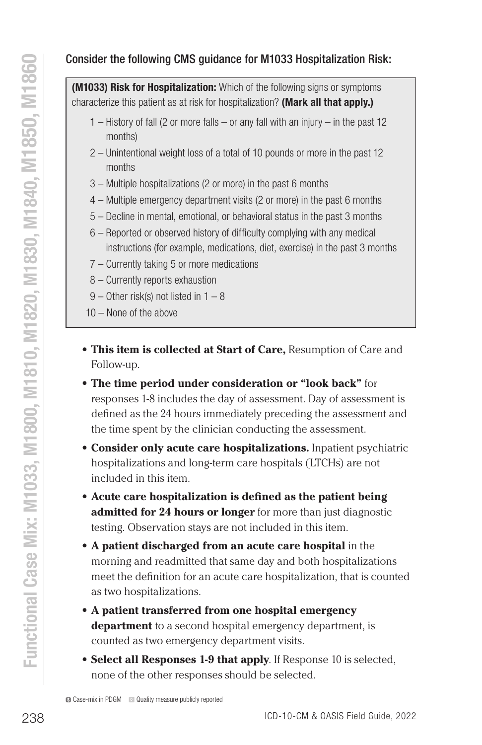Consider the following CMS guidance for M1033 Hospitalization Risk:

> **(M1033) Risk for Hospitalization:** Which of the following signs or symptoms characterize this patient as at risk for hospitalization? **(Mark all that apply.)**
>
> 1 – History of fall (2 or more falls – or any fall with an injury – in the past 12 months)
> 2 – Unintentional weight loss of a total of 10 pounds or more in the past 12 months
> 3 – Multiple hospitalizations (2 or more) in the past 6 months
> 4 – Multiple emergency department visits (2 or more) in the past 6 months
> 5 – Decline in mental, emotional, or behavioral status in the past 3 months
> 6 – Reported or observed history of difficulty complying with any medical instructions (for example, medications, diet, exercise) in the past 3 months
> 7 – Currently taking 5 or more medications
> 8 – Currently reports exhaustion
> 9 – Other risk(s) not listed in 1 – 8
> 10 – None of the above

- **This item is collected at Start of Care,** Resumption of Care and Follow-up.
- **The time period under consideration or "look back"** for responses 1-8 includes the day of assessment. Day of assessment is defined as the 24 hours immediately preceding the assessment and the time spent by the clinician conducting the assessment.
- **Consider only acute care hospitalizations.** Inpatient psychiatric hospitalizations and long-term care hospitals (LTCHs) are not included in this item.
- **Acute care hospitalization is defined as the patient being admitted for 24 hours or longer** for more than just diagnostic testing. Observation stays are not included in this item.
- **A patient discharged from an acute care hospital** in the morning and readmitted that same day and both hospitalizations meet the definition for an acute care hospitalization, that is counted as two hospitalizations.
- **A patient transferred from one hospital emergency department** to a second hospital emergency department, is counted as two emergency department visits.
- **Select all Responses 1-9 that apply**. If Response 10 is selected, none of the other responses should be selected.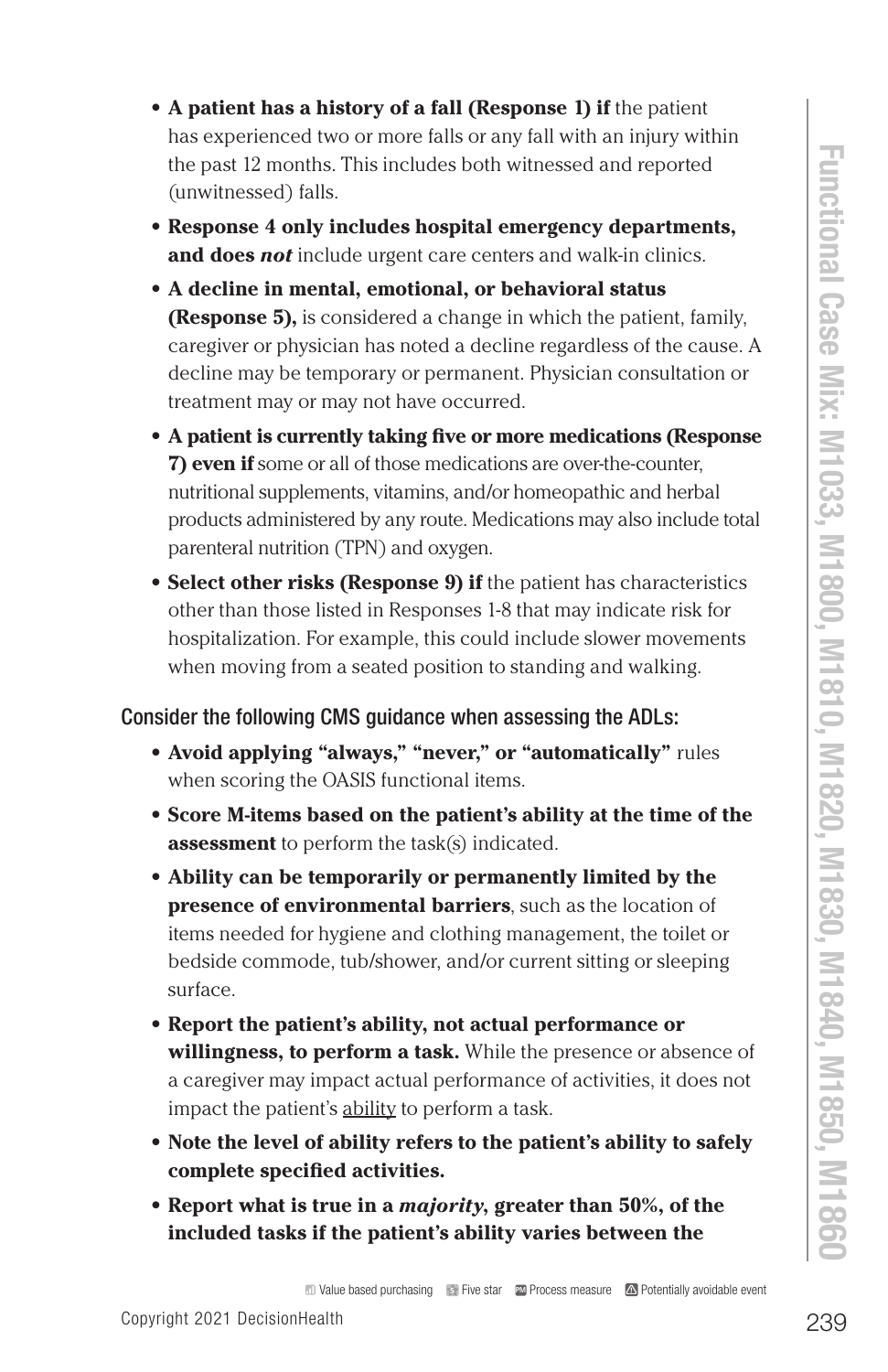- **A patient has a history of a fall (Response 1) if** the patient has experienced two or more falls or any fall with an injury within the past 12 months. This includes both witnessed and reported (unwitnessed) falls.
- **Response 4 only includes hospital emergency departments, and does *not*** include urgent care centers and walk-in clinics.
- **A decline in mental, emotional, or behavioral status (Response 5),** is considered a change in which the patient, family, caregiver or physician has noted a decline regardless of the cause. A decline may be temporary or permanent. Physician consultation or treatment may or may not have occurred.
- **A patient is currently taking five or more medications (Response 7) even if** some or all of those medications are over-the-counter, nutritional supplements, vitamins, and/or homeopathic and herbal products administered by any route. Medications may also include total parenteral nutrition (TPN) and oxygen.
- **Select other risks (Response 9) if** the patient has characteristics other than those listed in Responses 1-8 that may indicate risk for hospitalization. For example, this could include slower movements when moving from a seated position to standing and walking.

Consider the following CMS guidance when assessing the ADLs:

- **Avoid applying "always," "never," or "automatically"** rules when scoring the OASIS functional items.
- **Score M-items based on the patient's ability at the time of the assessment** to perform the task(s) indicated.
- **Ability can be temporarily or permanently limited by the presence of environmental barriers**, such as the location of items needed for hygiene and clothing management, the toilet or bedside commode, tub/shower, and/or current sitting or sleeping surface.
- **Report the patient's ability, not actual performance or willingness, to perform a task.** While the presence or absence of a caregiver may impact actual performance of activities, it does not impact the patient's ability to perform a task.
- **Note the level of ability refers to the patient's ability to safely complete specified activities.**
- **Report what is true in a *majority*, greater than 50%, of the included tasks if the patient's ability varies between the**